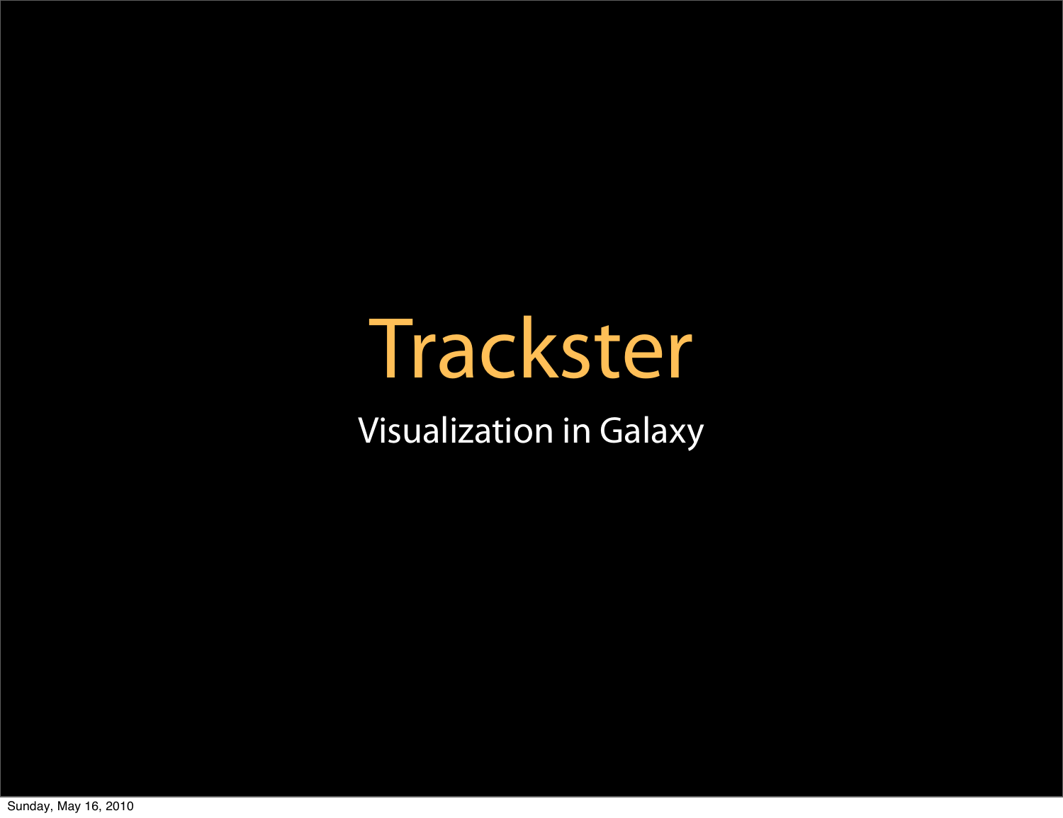# Trackster

Visualization in Galaxy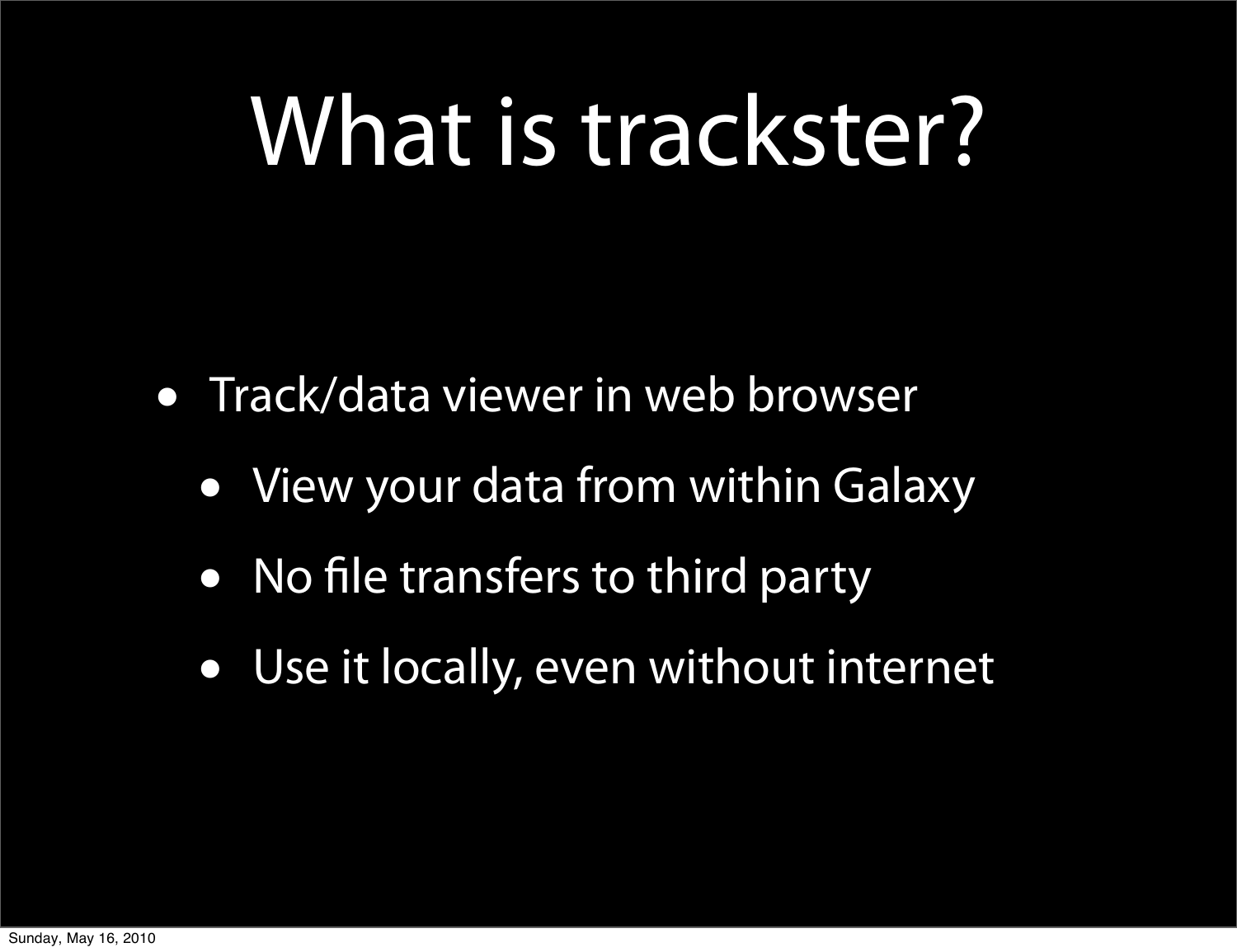# What is trackster?

- Track/data viewer in web browser
  - View your data from within Galaxy
  - No file transfers to third party
  - Use it locally, even without internet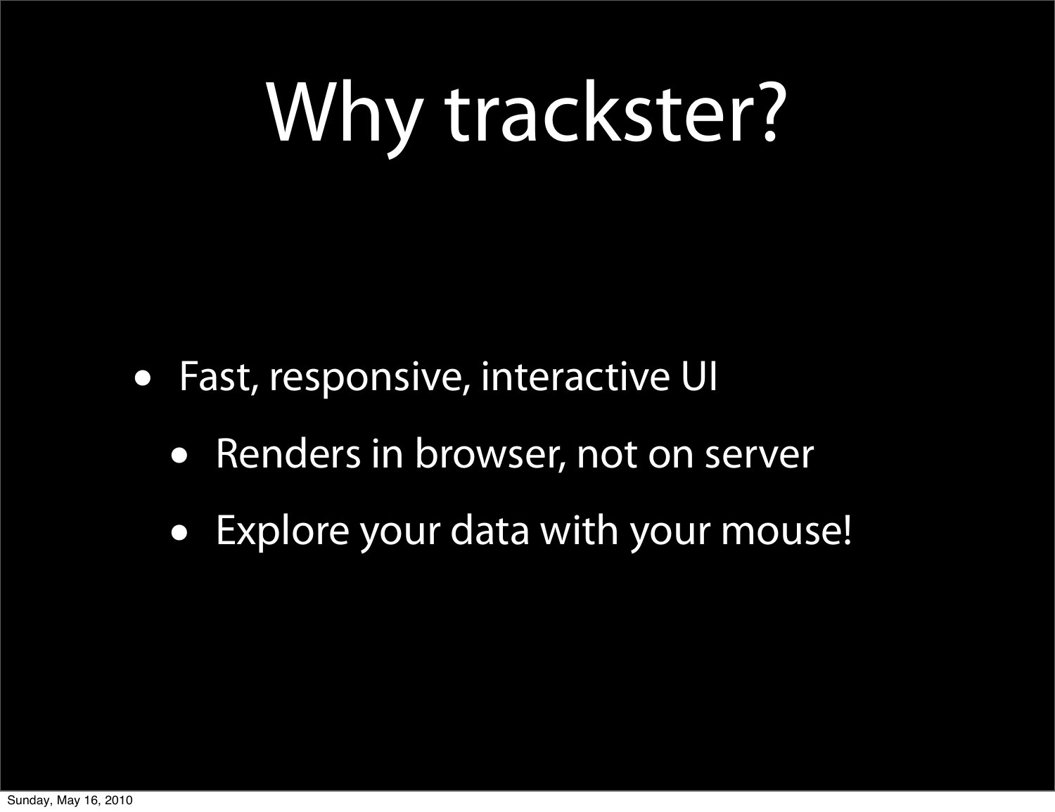# Why trackster?

- Fast, responsive, interactive UI
  - Renders in browser, not on server
  - Explore your data with your mouse!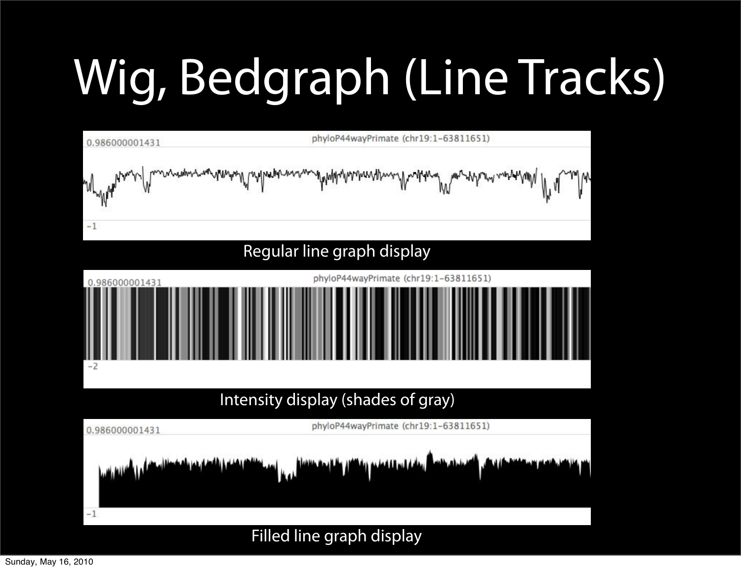# Wig, Bedgraph (Line Tracks)

0.986000001431 phyloP44wayPrimate (chr19:1-63811651)

-1

Regular line graph display

0.986000001431 phyloP44wayPrimate (chr19:1-63811651)

-2

Intensity display (shades of gray)

0.986000001431 phyloP44wayPrimate (chr19:1-63811651)

-1

Filled line graph display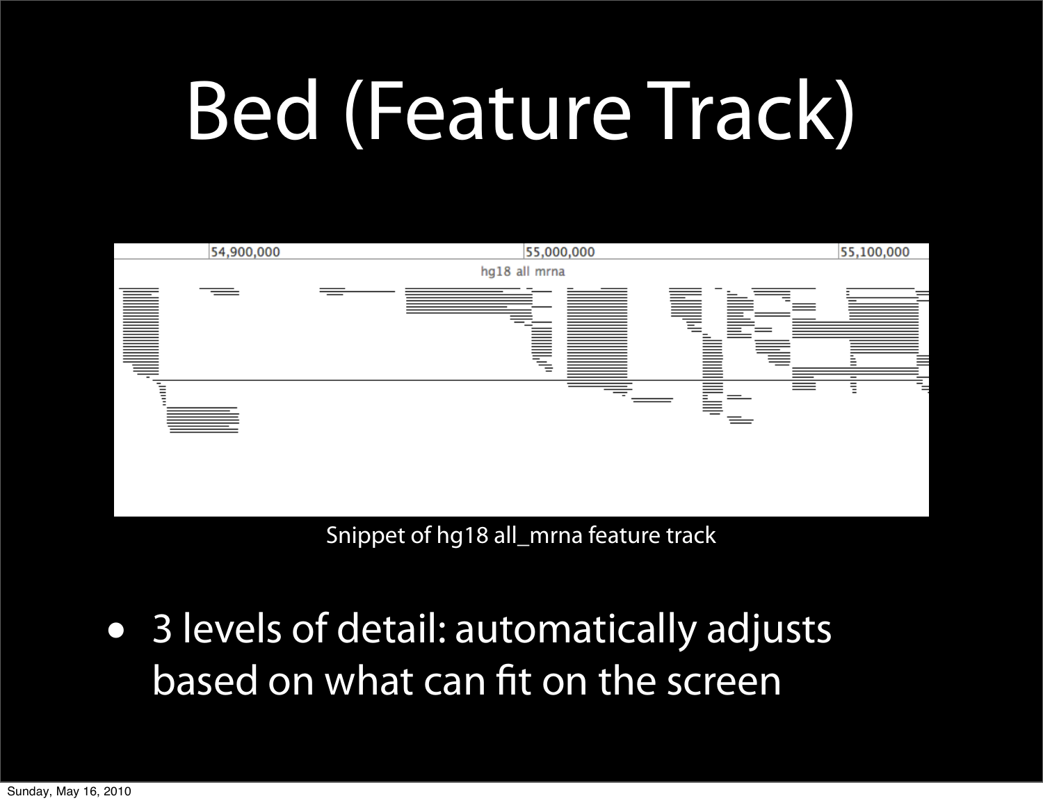# Bed (Feature Track)

Snippet of hg18 all_mrna feature track

- 3 levels of detail: automatically adjusts based on what can fit on the screen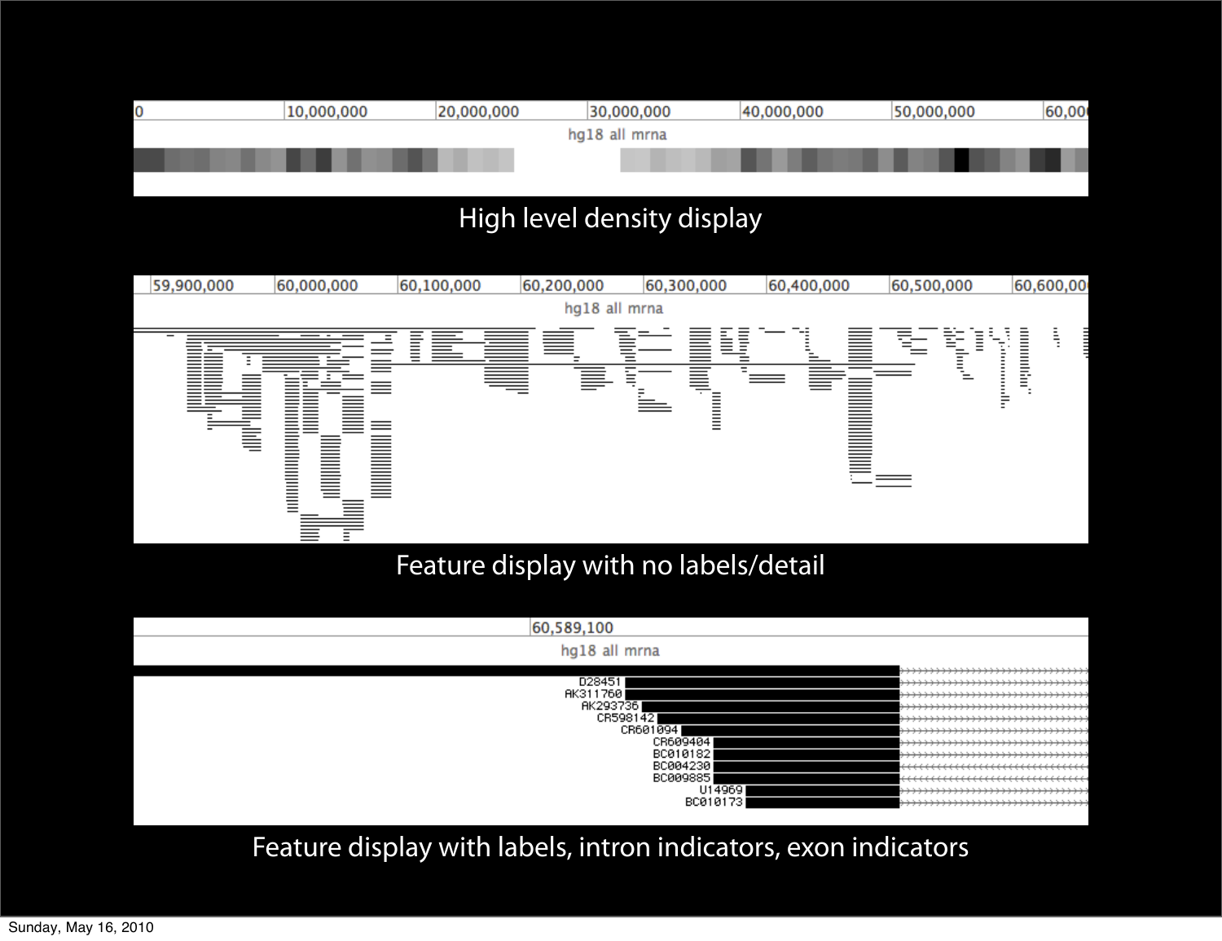High level density display

Feature display with no labels/detail

Feature display with labels, intron indicators, exon indicators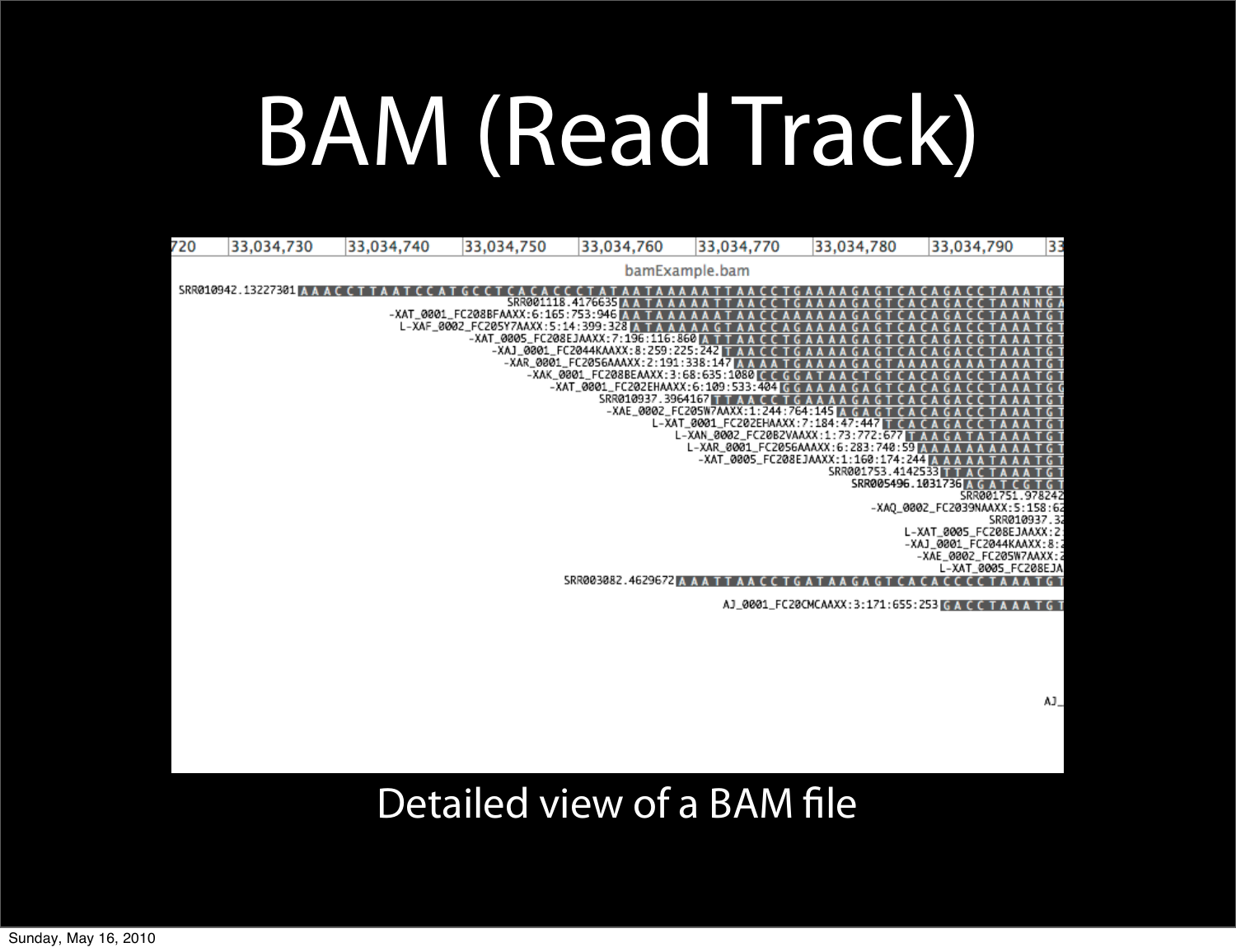# BAM (Read Track)

Detailed view of a BAM file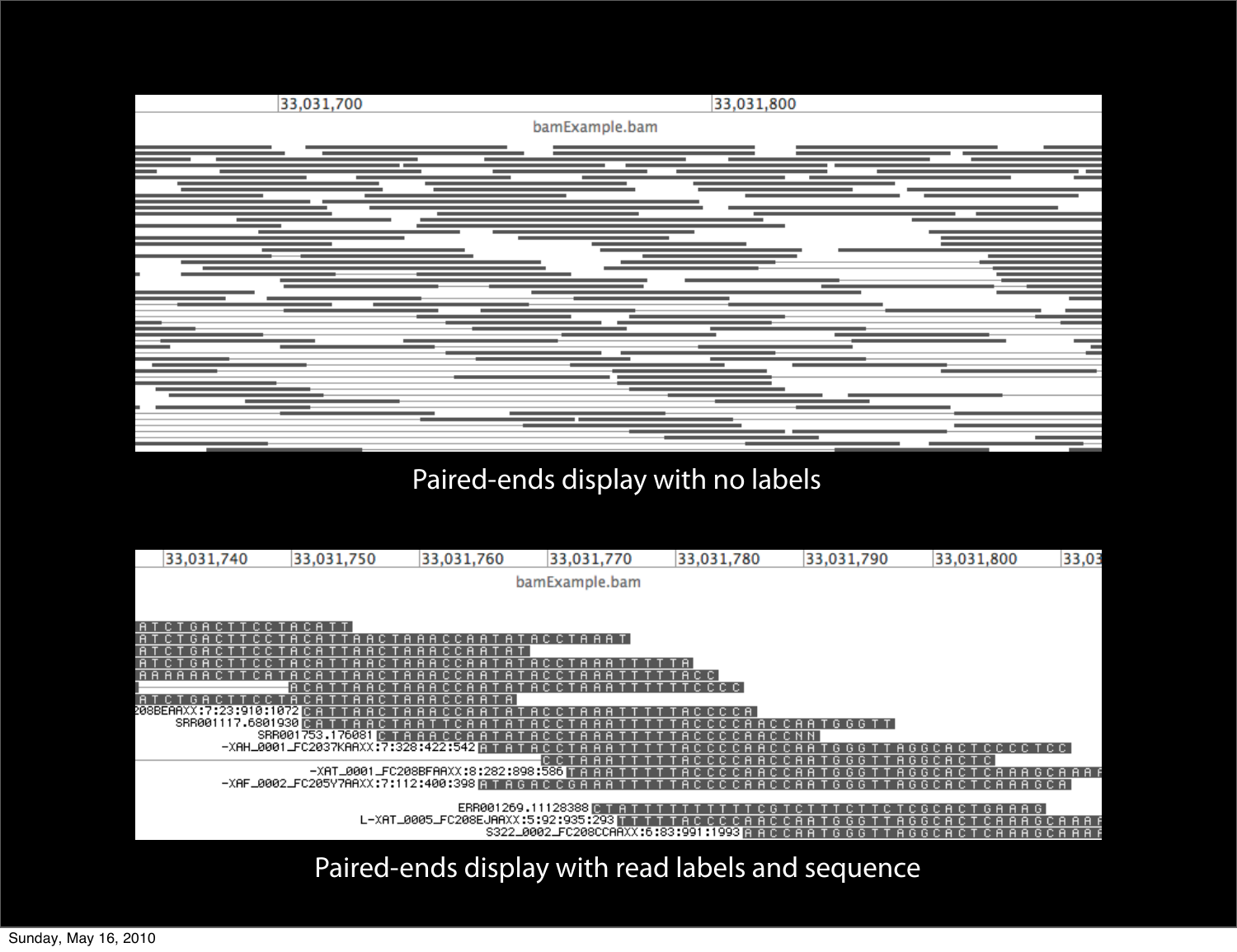Paired-ends display with no labels

Paired-ends display with read labels and sequence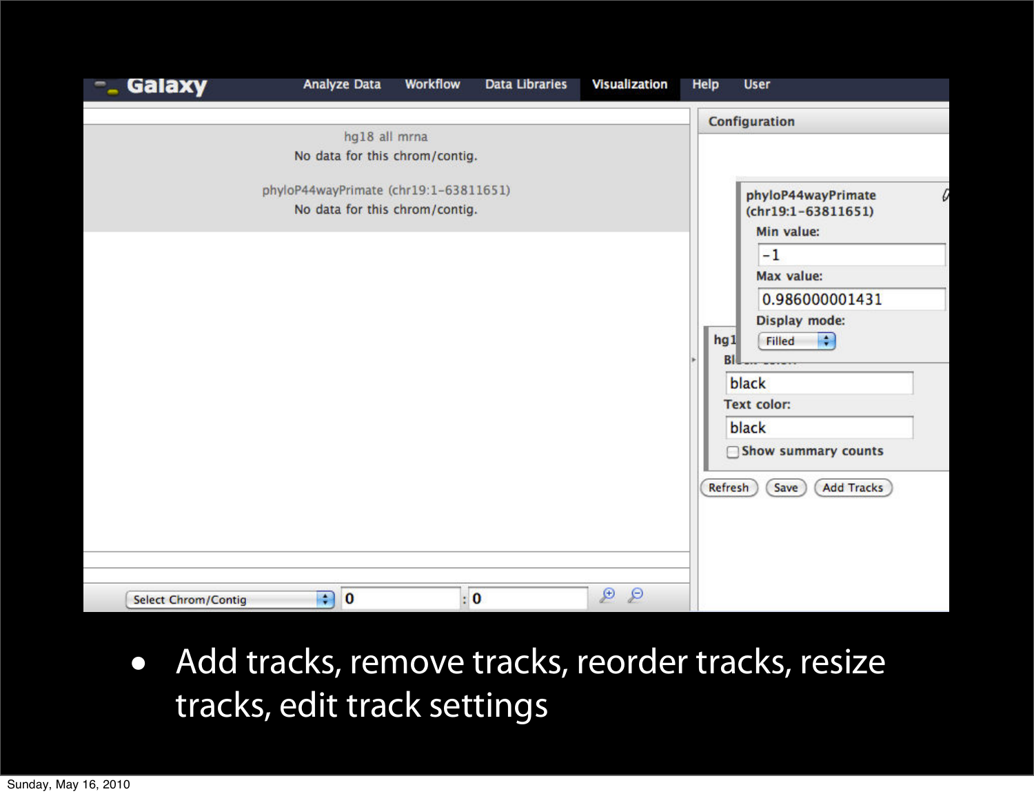- Add tracks, remove tracks, reorder tracks, resize tracks, edit track settings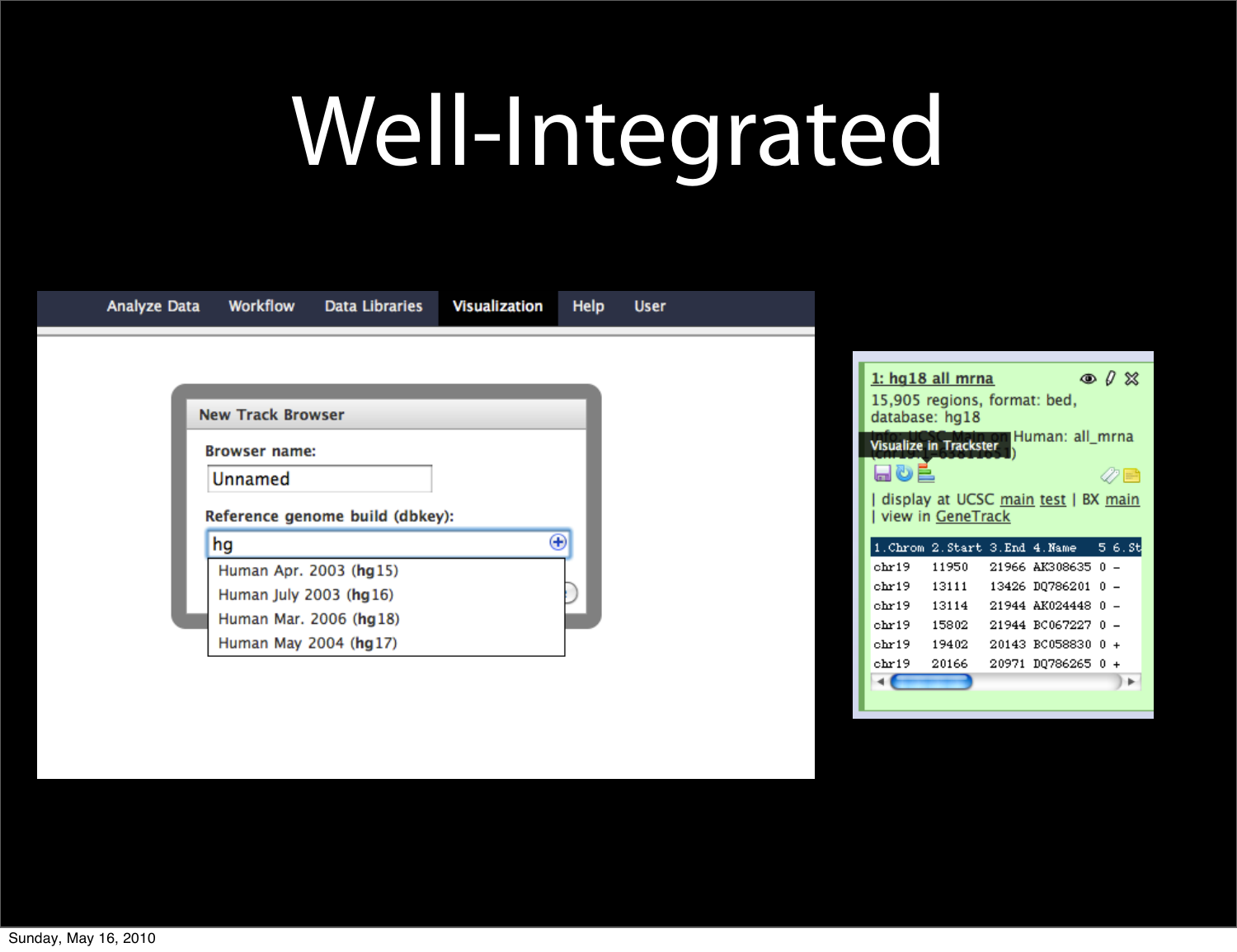# Well-Integrated

Analyze Data | Workflow | Data Libraries | Visualization | Help | User

**New Track Browser**

**Browser name:**

Unnamed

**Reference genome build (dbkey):**

hg

- Human Apr. 2003 (**hg**15)
- Human July 2003 (**hg**16)
- Human Mar. 2006 (**hg**18)
- Human May 2004 (**hg**17)

1: hg18 all mrna

15,905 regions, format: bed, database: hg18

Info: UCSC Main on Human: all_mrna (chr19:1-63811651)

Visualize in Trackster

| display at UCSC main test | BX main | view in GeneTrack

| 1.Chrom | 2.Start | 3.End | 4.Name | 5 | 6.St |
|---|---|---|---|---|---|
| chr19 | 11950 | 21966 | AK308635 | 0 | - |
| chr19 | 13111 | 13426 | DQ786201 | 0 | - |
| chr19 | 13114 | 21944 | AK024448 | 0 | - |
| chr19 | 15802 | 21944 | BC067227 | 0 | - |
| chr19 | 19402 | 20143 | BC058830 | 0 | + |
| chr19 | 20166 | 20971 | DQ786265 | 0 | + |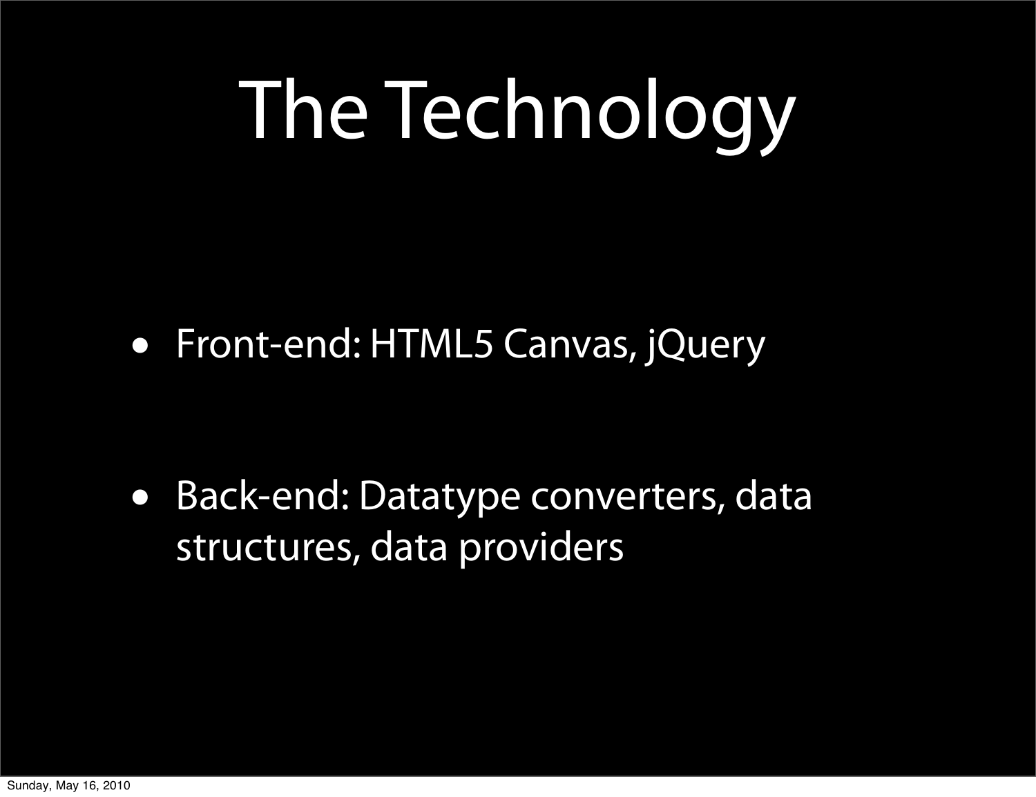# The Technology

- Front-end: HTML5 Canvas, jQuery

- Back-end: Datatype converters, data structures, data providers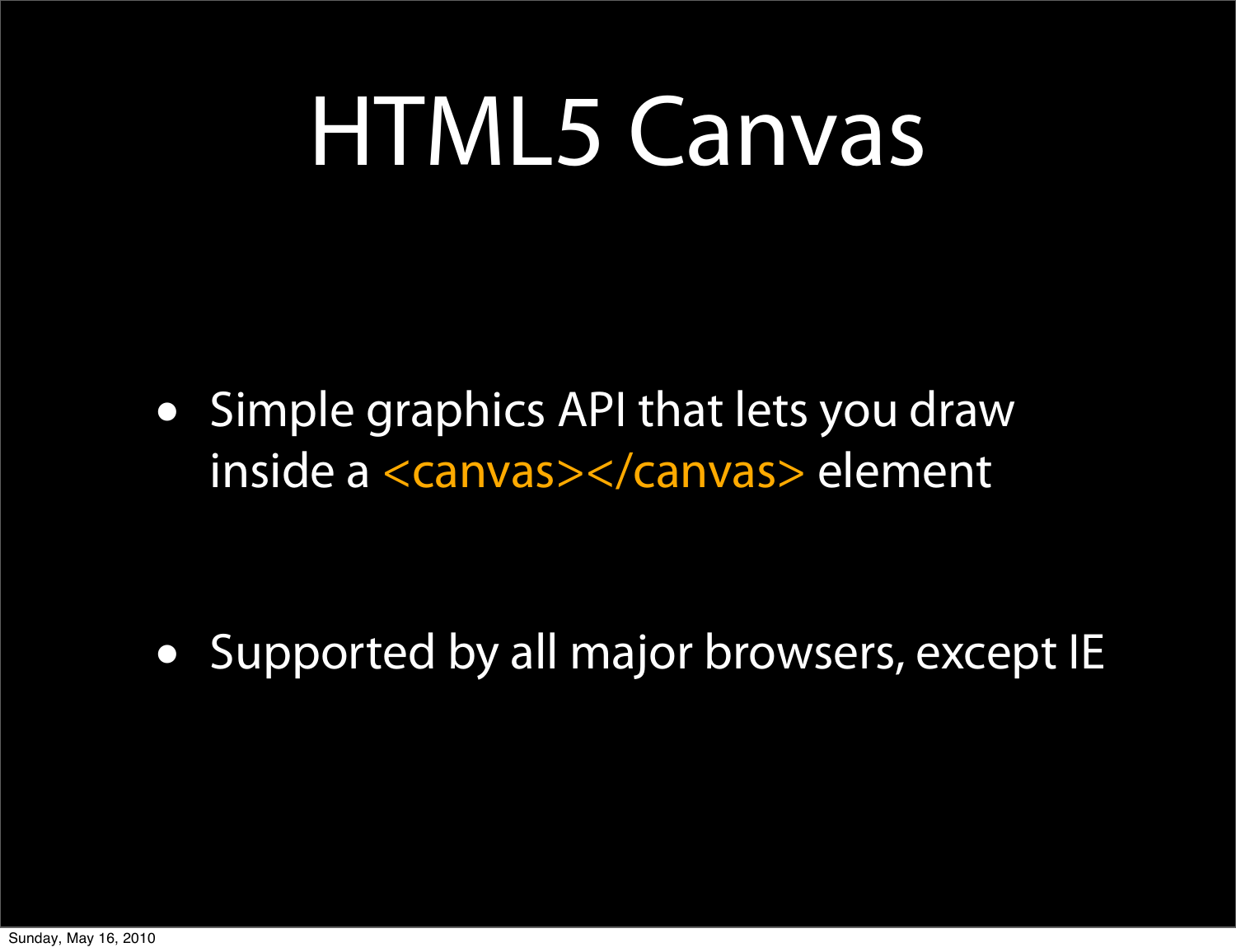# HTML5 Canvas

- Simple graphics API that lets you draw inside a <canvas></canvas> element
- Supported by all major browsers, except IE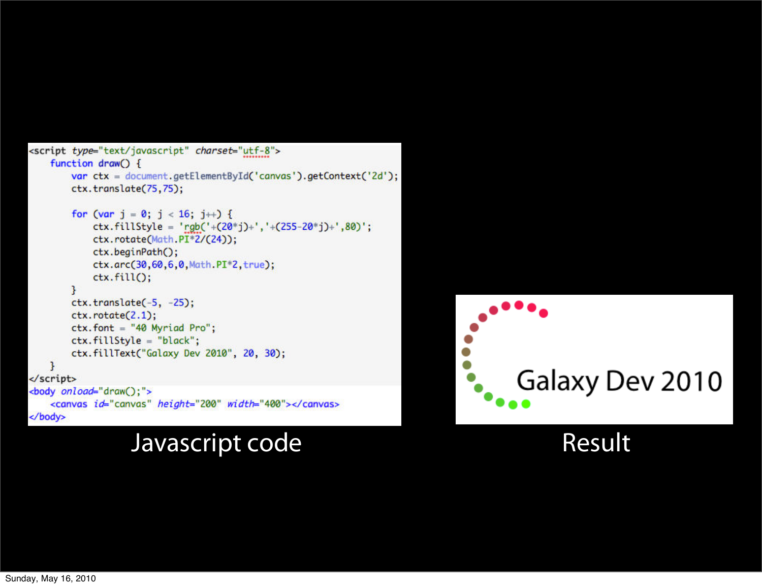```
<script type="text/javascript" charset="utf-8">
    function draw() {
        var ctx = document.getElementById('canvas').getContext('2d');
        ctx.translate(75,75);

        for (var j = 0; j < 16; j++) {
            ctx.fillStyle = 'rgb('+(20*j)+','+(255-20*j)+',80)';
            ctx.rotate(Math.PI*2/(24));
            ctx.beginPath();
            ctx.arc(30,60,6,0,Math.PI*2,true);
            ctx.fill();
        }
        ctx.translate(-5, -25);
        ctx.rotate(2.1);
        ctx.font = "40 Myriad Pro";
        ctx.fillStyle = "black";
        ctx.fillText("Galaxy Dev 2010", 20, 30);
    }
</script>
<body onload="draw();">
    <canvas id="canvas" height="200" width="400"></canvas>
</body>
```

Javascript code

Galaxy Dev 2010

Result

Sunday, May 16, 2010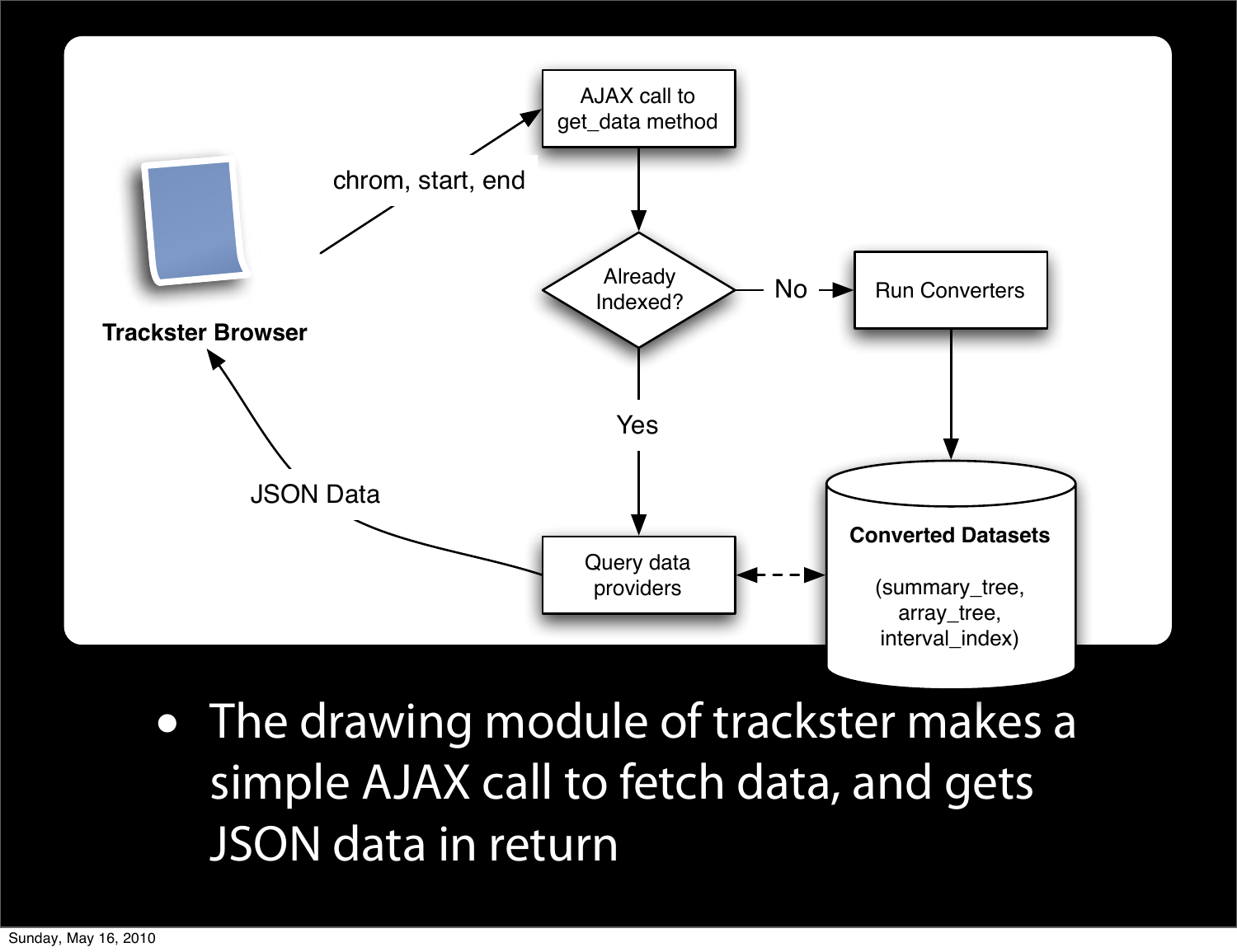Trackster Browser

chrom, start, end

AJAX call to get_data method

Already Indexed?

No

Run Converters

Yes

Query data providers

Converted Datasets

(summary_tree, array_tree, interval_index)

JSON Data

- The drawing module of trackster makes a simple AJAX call to fetch data, and gets JSON data in return

Sunday, May 16, 2010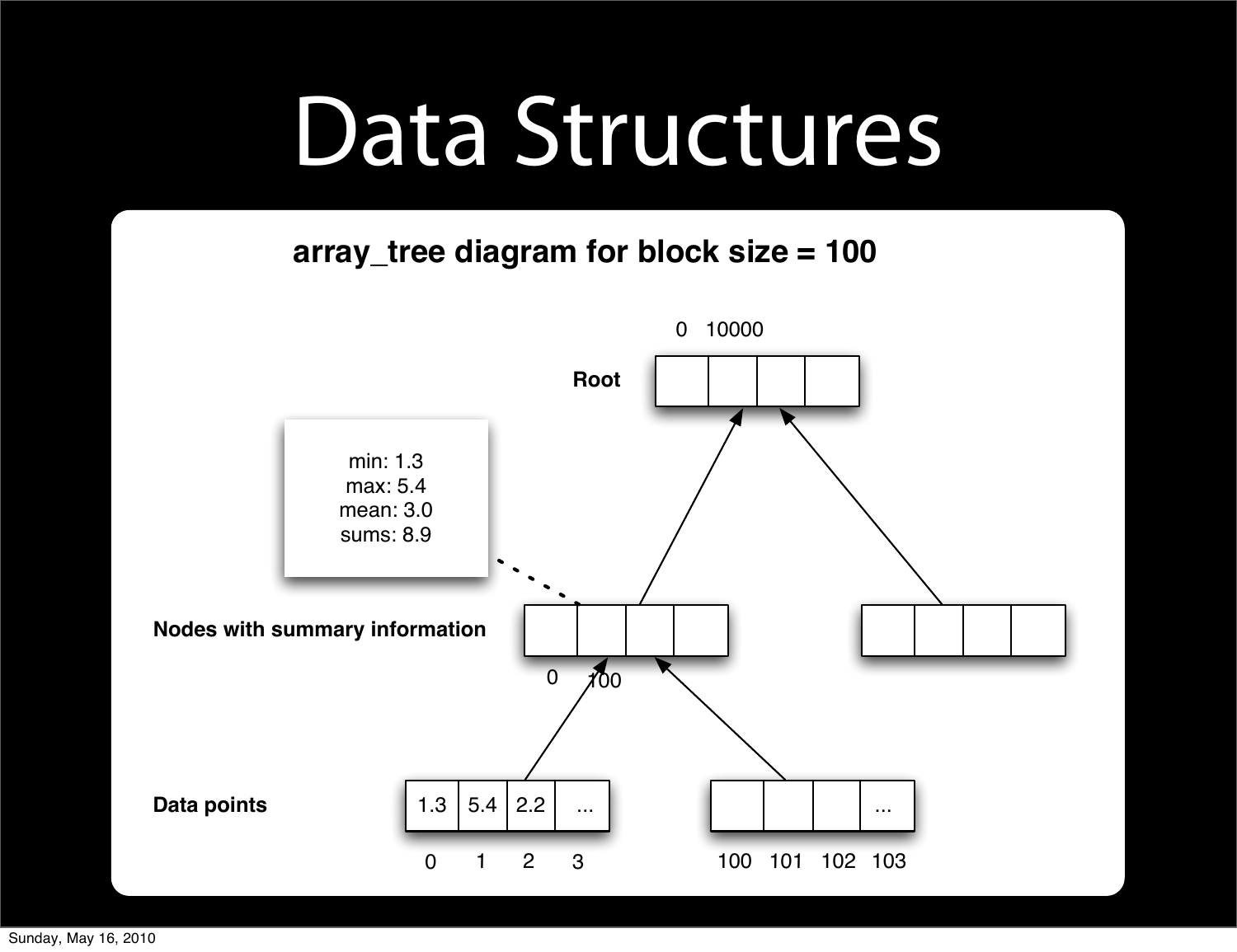# Data Structures

**array_tree diagram for block size = 100**

0 10000

**Root**

min: 1.3
max: 5.4
mean: 3.0
sums: 8.9

**Nodes with summary information**

0 100

**Data points**

| 1.3 | 5.4 | 2.2 | ... |
|---|---|---|---|
| 0 | 1 | 2 | 3 |

| | | | ... |
|---|---|---|---|
| 100 | 101 | 102 | 103 |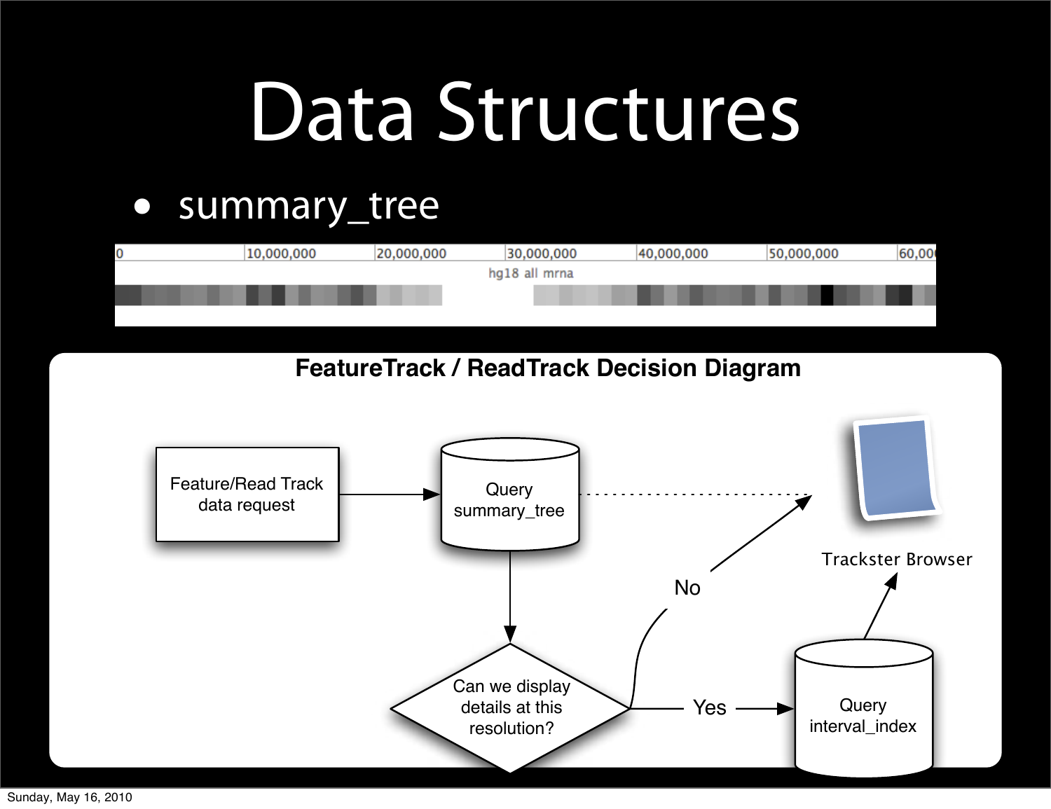# Data Structures

- summary_tree

0 | 10,000,000 | 20,000,000 | 30,000,000 | 40,000,000 | 50,000,000 | 60,000

hg18 all mrna

**FeatureTrack / ReadTrack Decision Diagram**

Feature/Read Track data request

Query summary_tree

Can we display details at this resolution?

No

Yes

Query interval_index

Trackster Browser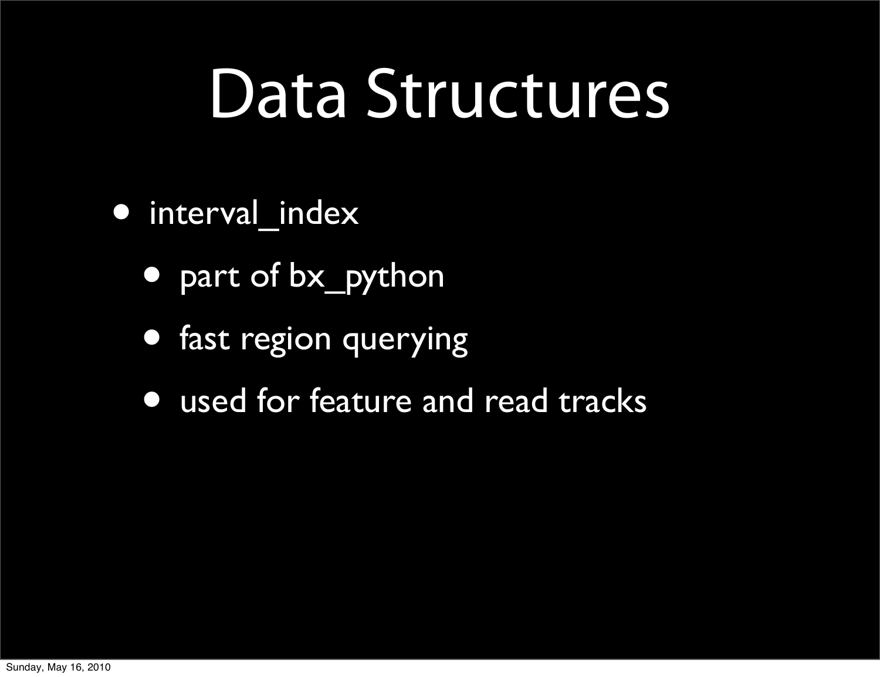# Data Structures

- interval_index
  - part of bx_python
  - fast region querying
  - used for feature and read tracks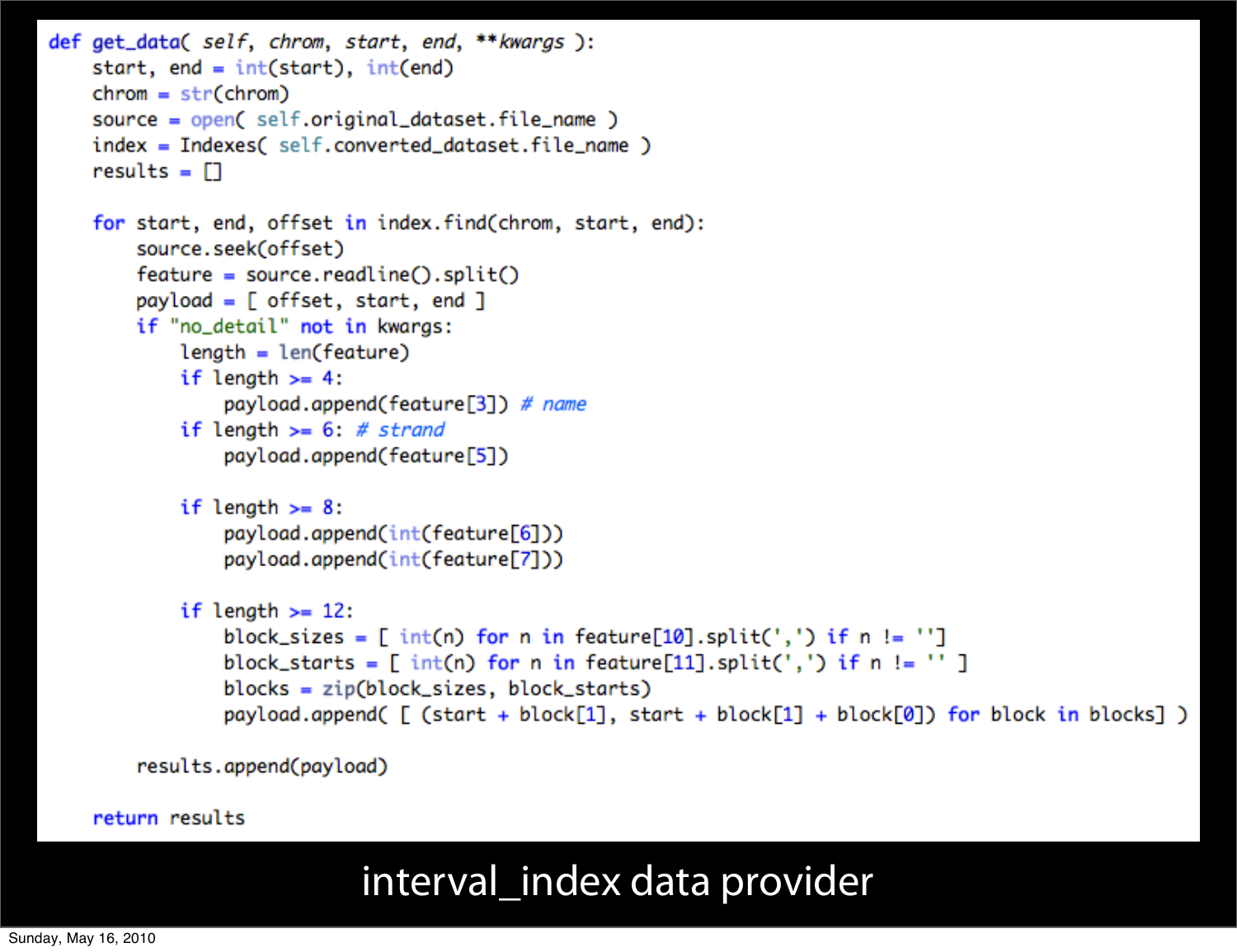```python
def get_data( self, chrom, start, end, **kwargs ):
    start, end = int(start), int(end)
    chrom = str(chrom)
    source = open( self.original_dataset.file_name )
    index = Indexes( self.converted_dataset.file_name )
    results = []

    for start, end, offset in index.find(chrom, start, end):
        source.seek(offset)
        feature = source.readline().split()
        payload = [ offset, start, end ]
        if "no_detail" not in kwargs:
            length = len(feature)
            if length >= 4:
                payload.append(feature[3]) # name
            if length >= 6: # strand
                payload.append(feature[5])

            if length >= 8:
                payload.append(int(feature[6]))
                payload.append(int(feature[7]))

            if length >= 12:
                block_sizes = [ int(n) for n in feature[10].split(',') if n != '']
                block_starts = [ int(n) for n in feature[11].split(',') if n != '' ]
                blocks = zip(block_sizes, block_starts)
                payload.append( [ (start + block[1], start + block[1] + block[0]) for block in blocks] )

        results.append(payload)

    return results
```

interval_index data provider

Sunday, May 16, 2010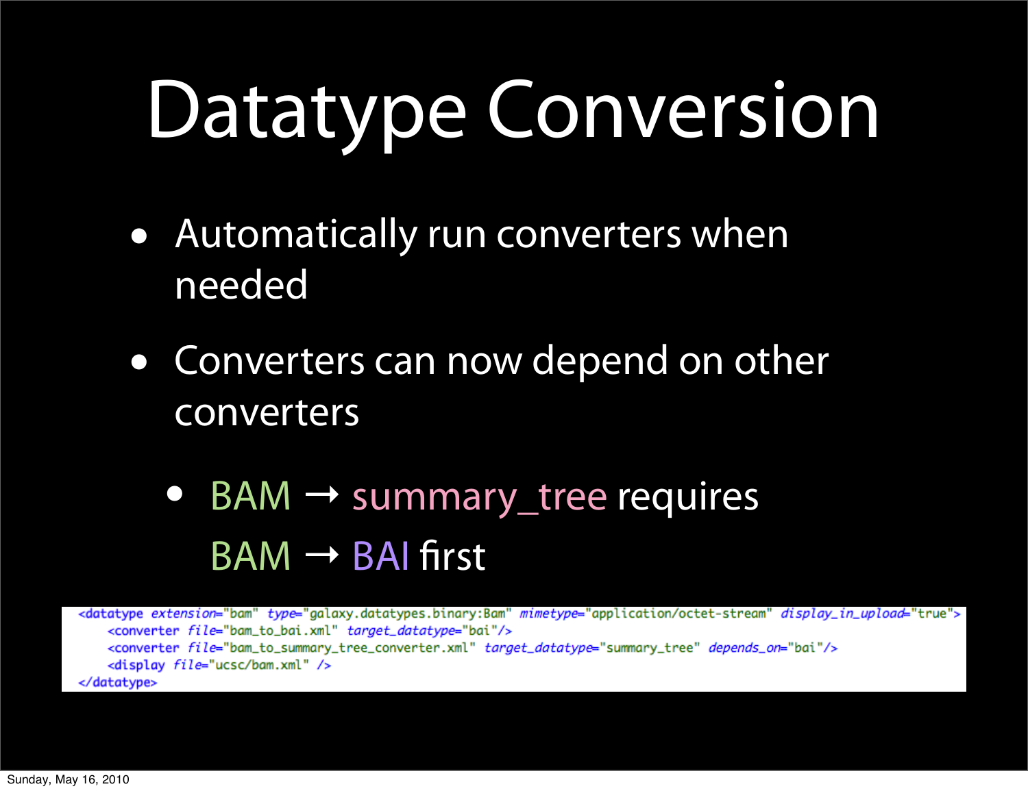# Datatype Conversion

- Automatically run converters when needed
- Converters can now depend on other converters
  - BAM → summary_tree requires BAM → BAI first

```
<datatype extension="bam" type="galaxy.datatypes.binary:Bam" mimetype="application/octet-stream" display_in_upload="true">
    <converter file="bam_to_bai.xml" target_datatype="bai"/>
    <converter file="bam_to_summary_tree_converter.xml" target_datatype="summary_tree" depends_on="bai"/>
    <display file="ucsc/bam.xml" />
</datatype>
```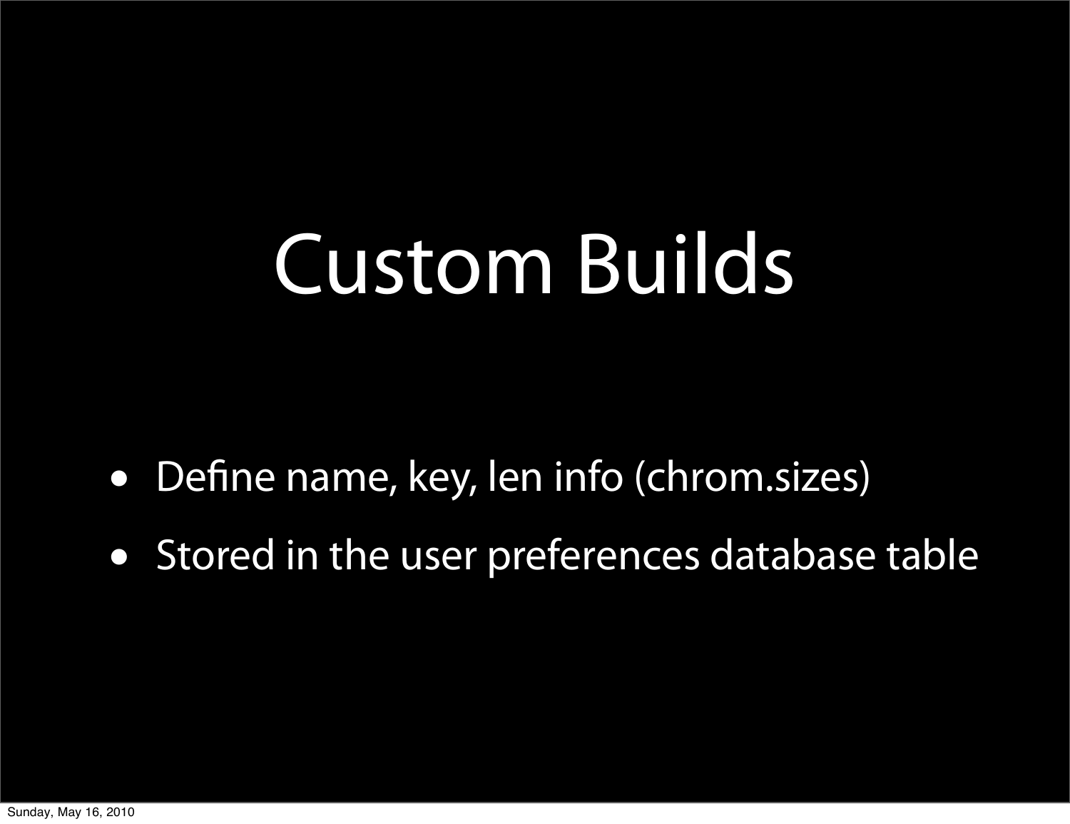# Custom Builds

- Define name, key, len info (chrom.sizes)
- Stored in the user preferences database table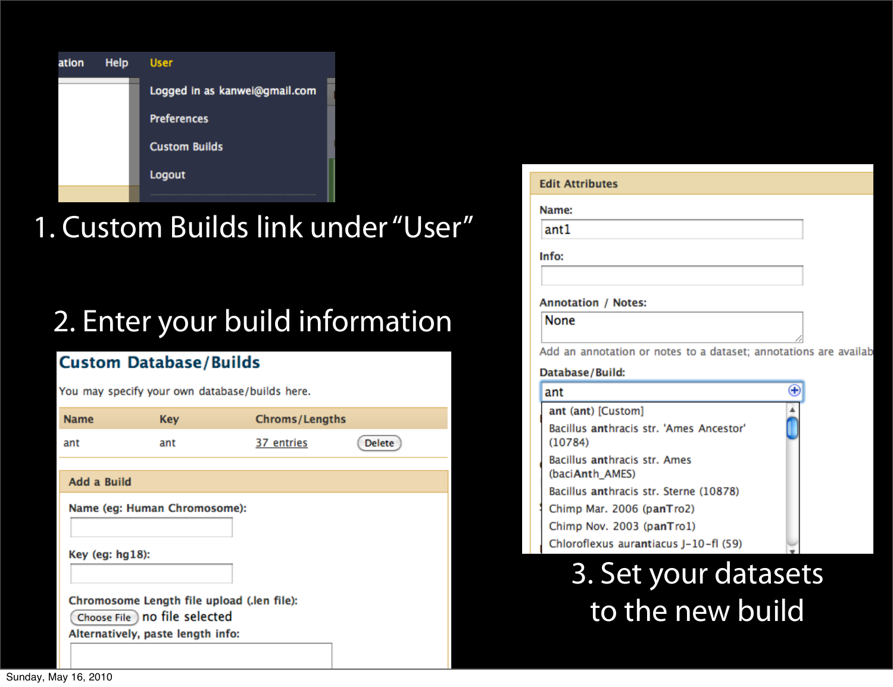1. Custom Builds link under “User”

ation Help User

Logged in as kanwei@gmail.com

Preferences

Custom Builds

Logout

2. Enter your build information

## Custom Database/Builds

You may specify your own database/builds here.

| Name | Key | Chroms/Lengths | |
|---|---|---|---|
| ant | ant | 37 entries | Delete |

**Add a Build**

Name (eg: Human Chromosome):

Key (eg: hg18):

Chromosome Length file upload (.len file):

Choose File no file selected

Alternatively, paste length info:

3. Set your datasets to the new build

**Edit Attributes**

Name:

ant1

Info:

Annotation / Notes:

None

Add an annotation or notes to a dataset; annotations are availab

Database/Build:

ant

- ant (ant) [Custom]
- Bacillus anthracis str. 'Ames Ancestor' (10784)
- Bacillus anthracis str. Ames (baciAnth_AMES)
- Bacillus anthracis str. Sterne (10878)
- Chimp Mar. 2006 (panTro2)
- Chimp Nov. 2003 (panTro1)
- Chloroflexus aurantiacus J-10-fl (59)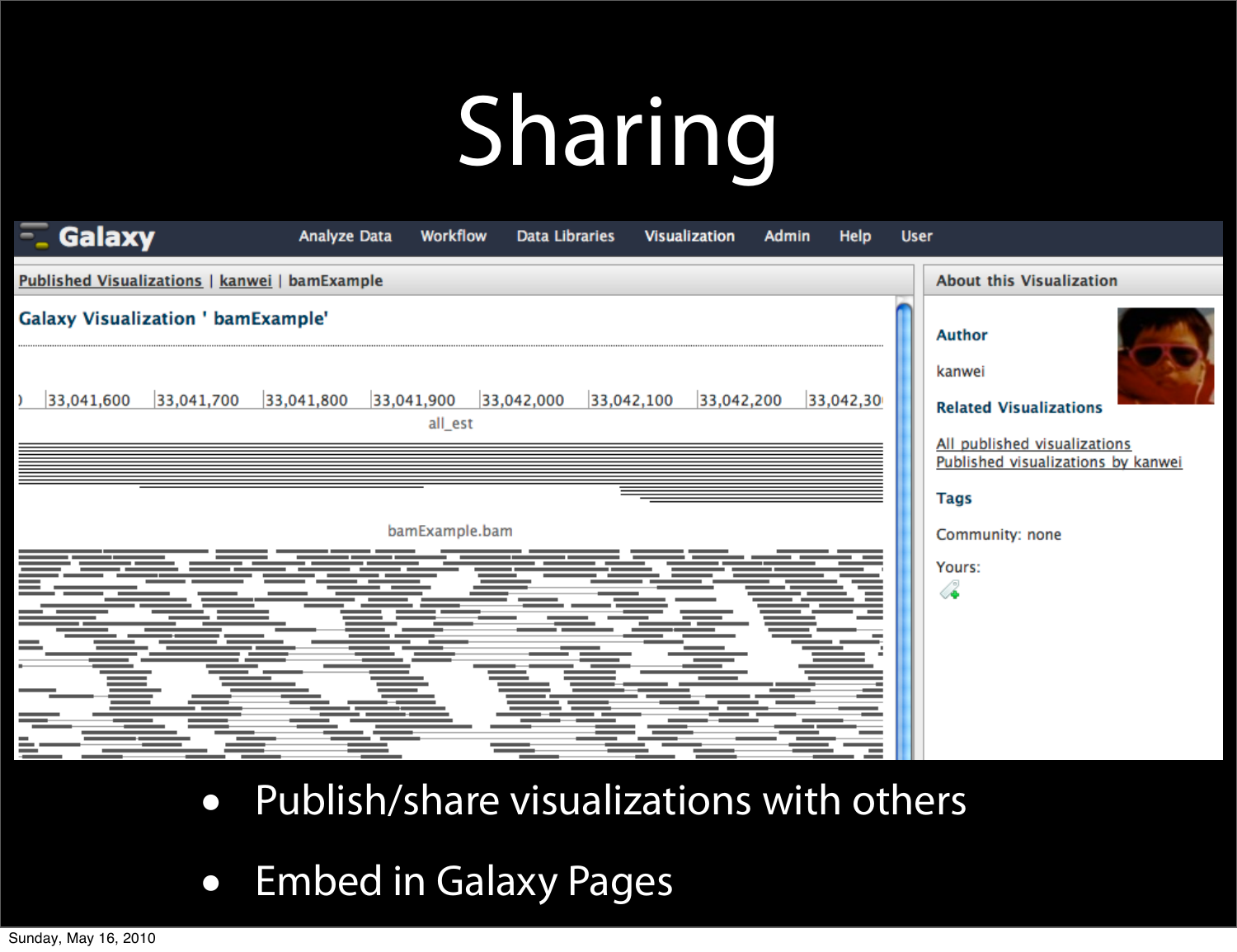# Sharing

- Publish/share visualizations with others
- Embed in Galaxy Pages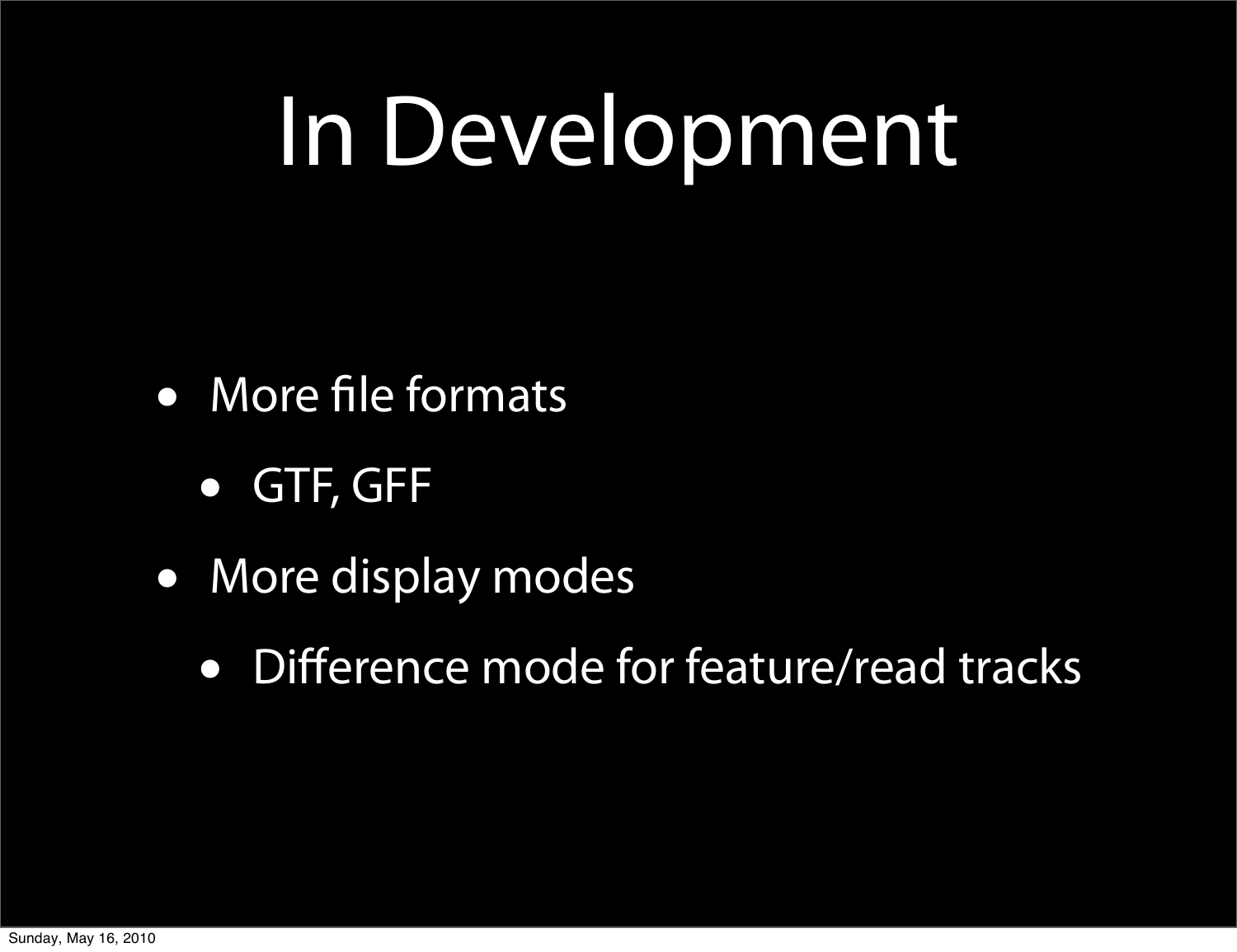# In Development

- More file formats
  - GTF, GFF
- More display modes
  - Difference mode for feature/read tracks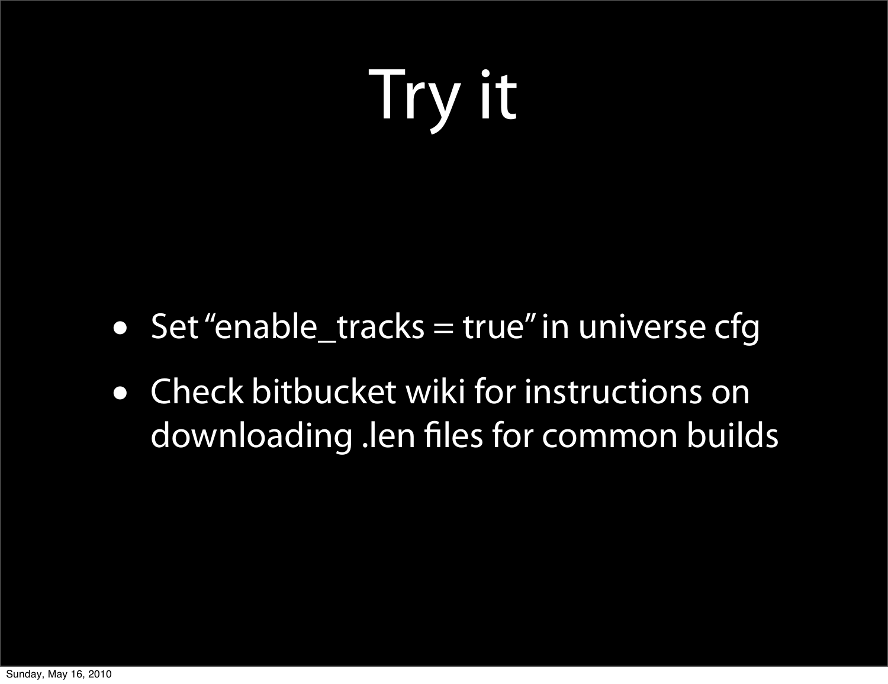# Try it

- Set “enable_tracks = true” in universe cfg
- Check bitbucket wiki for instructions on downloading .len files for common builds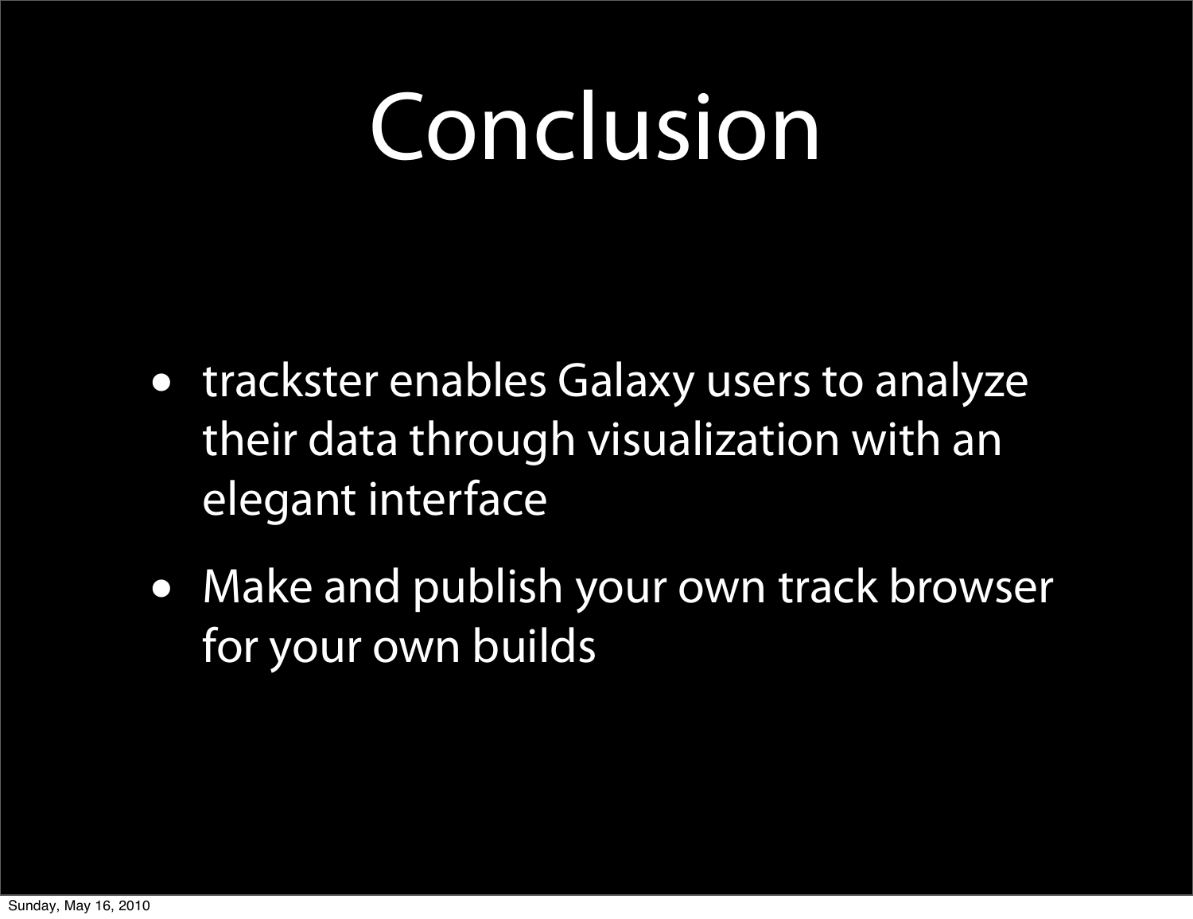# Conclusion

- trackster enables Galaxy users to analyze their data through visualization with an elegant interface
- Make and publish your own track browser for your own builds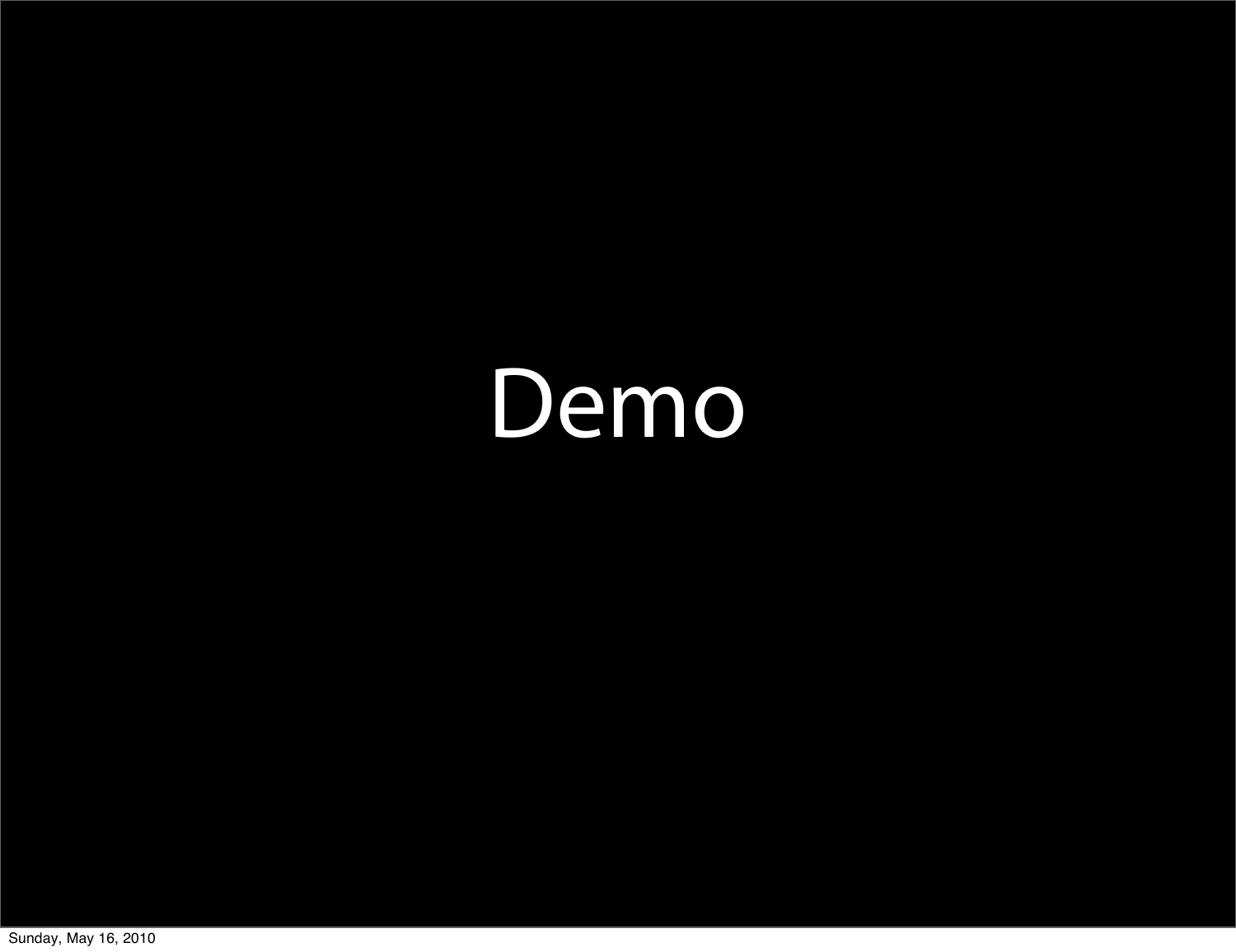# Demo